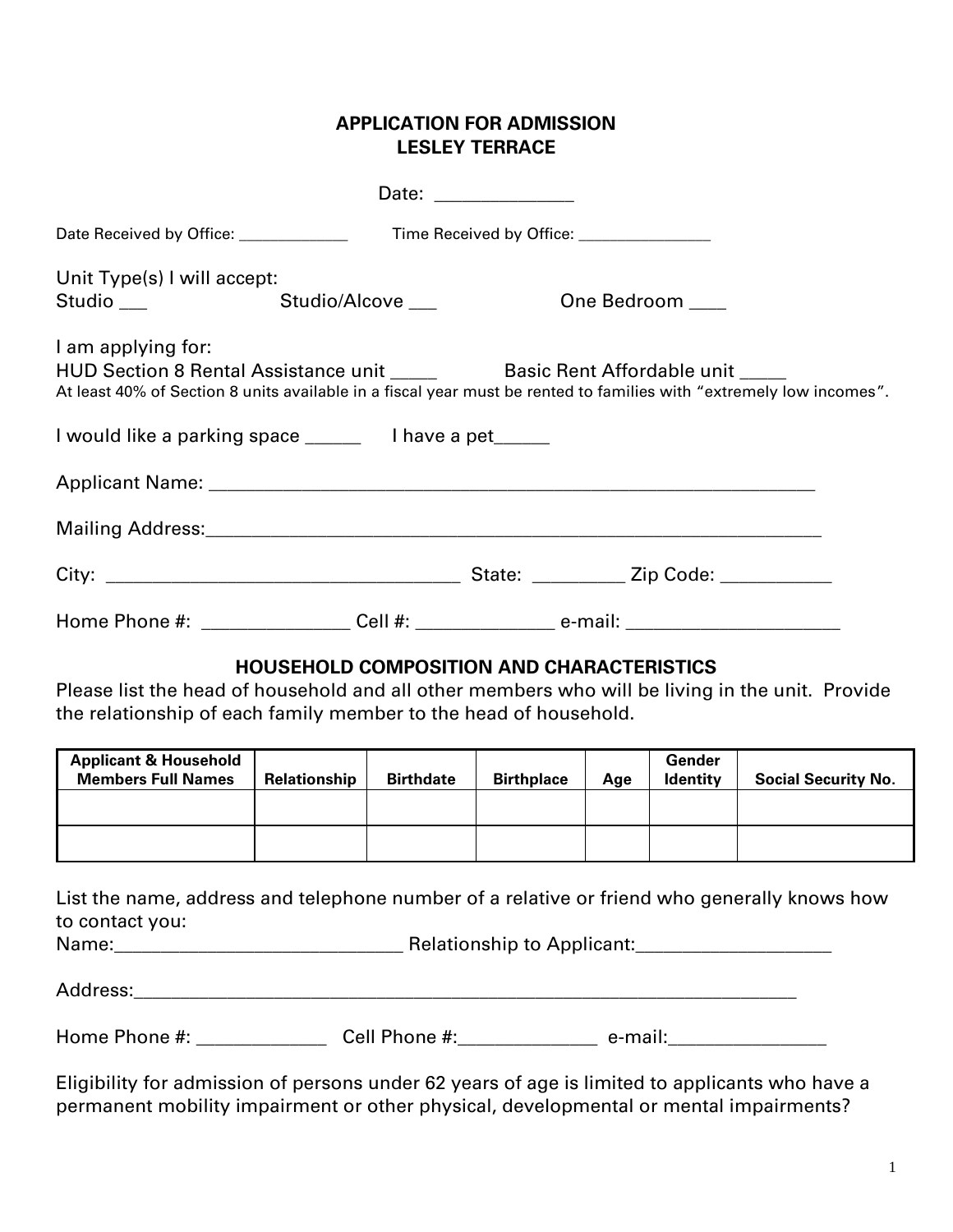# APPLICATION FOR ADMISSION
# LESLEY TERRACE

Date: ______________

Date Received by Office: _____________ Time Received by Office: ________________

Unit Type(s) I will accept:
Studio ___ Studio/Alcove ___ One Bedroom ____

I am applying for:
HUD Section 8 Rental Assistance unit _____ Basic Rent Affordable unit _____
At least 40% of Section 8 units available in a fiscal year must be rented to families with "extremely low incomes".

I would like a parking space ______ I have a pet______

Applicant Name: ______________________________________________________________

Mailing Address:______________________________________________________________

City: ____________________________________ State: _________ Zip Code: ___________

Home Phone #: _______________ Cell #: ______________ e-mail: _____________________

## HOUSEHOLD COMPOSITION AND CHARACTERISTICS

Please list the head of household and all other members who will be living in the unit. Provide the relationship of each family member to the head of household.

| Applicant & Household Members Full Names | Relationship | Birthdate | Birthplace | Age | Gender Identity | Social Security No. |
|---|---|---|---|---|---|---|
| | | | | | | |
| | | | | | | |

List the name, address and telephone number of a relative or friend who generally knows how to contact you:
Name:_____________________________ Relationship to Applicant:___________________

Address:____________________________________________________________________

Home Phone #: _____________ Cell Phone #:______________ e-mail:________________

Eligibility for admission of persons under 62 years of age is limited to applicants who have a permanent mobility impairment or other physical, developmental or mental impairments?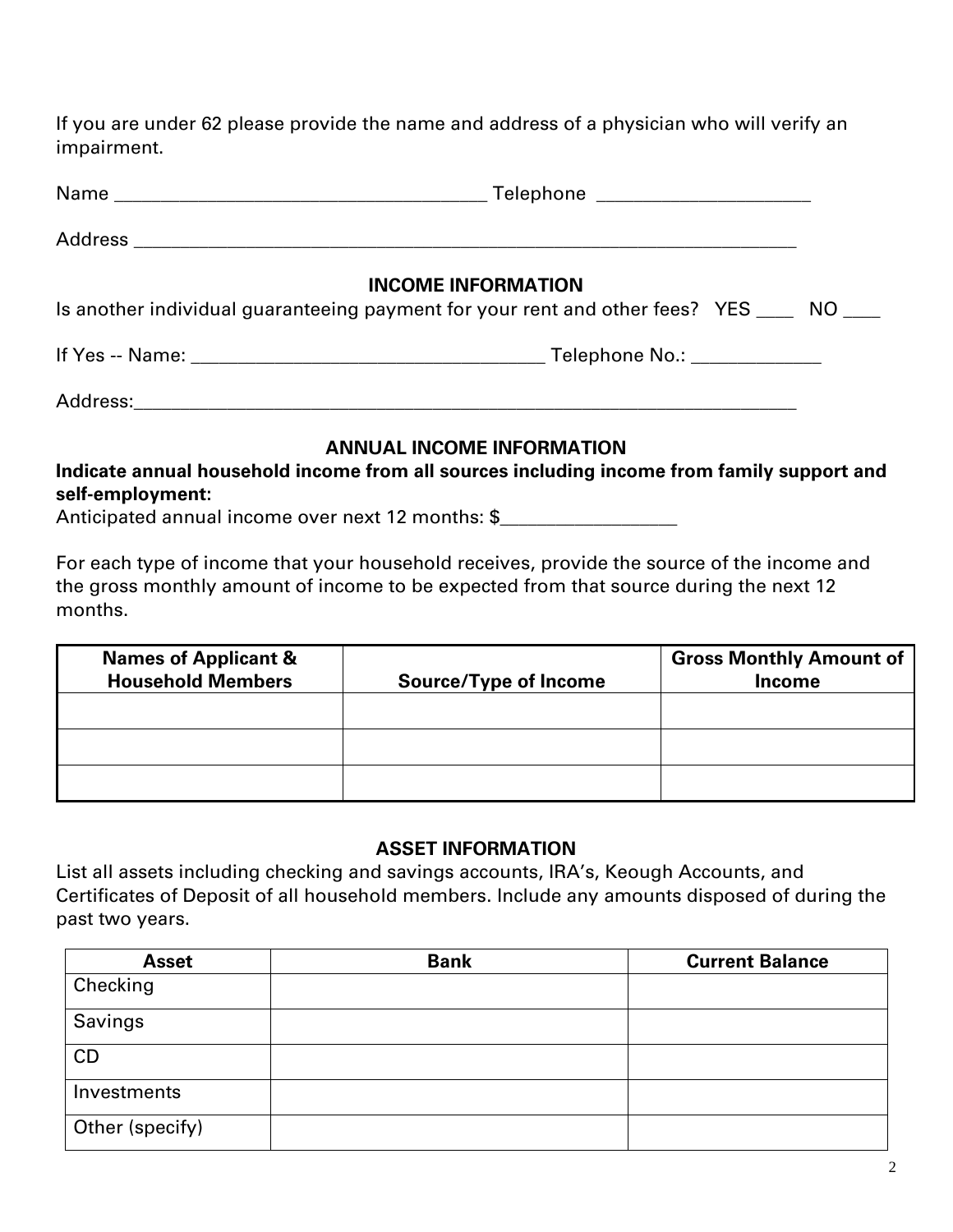If you are under 62 please provide the name and address of a physician who will verify an impairment.

Name ______________________________________ Telephone ______________________

Address _____________________________________________________________________

## INCOME INFORMATION

Is another individual guaranteeing payment for your rent and other fees? YES ____ NO ____

If Yes -- Name: ____________________________________ Telephone No.: _____________

Address:_____________________________________________________________________

## ANNUAL INCOME INFORMATION

**Indicate annual household income from all sources including income from family support and self-employment:**

Anticipated annual income over next 12 months: $__________________

For each type of income that your household receives, provide the source of the income and the gross monthly amount of income to be expected from that source during the next 12 months.

| Names of Applicant & Household Members | Source/Type of Income | Gross Monthly Amount of Income |
|---|---|---|
| | | |
| | | |
| | | |

## ASSET INFORMATION

List all assets including checking and savings accounts, IRA's, Keough Accounts, and Certificates of Deposit of all household members. Include any amounts disposed of during the past two years.

| Asset | Bank | Current Balance |
|---|---|---|
| Checking | | |
| Savings | | |
| CD | | |
| Investments | | |
| Other (specify) | | |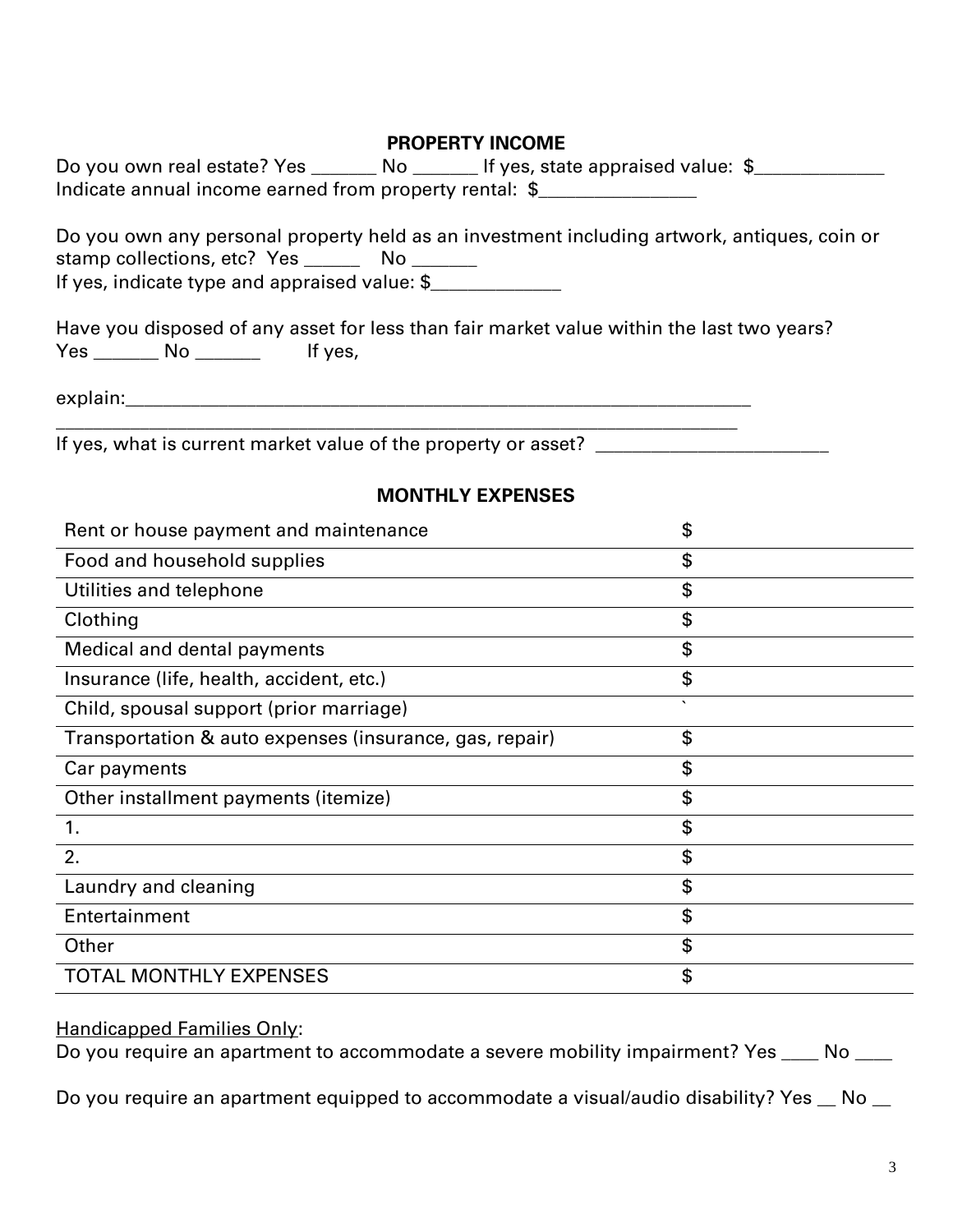## PROPERTY INCOME

Do you own real estate? Yes _______ No _______ If yes, state appraised value: $_____________
Indicate annual income earned from property rental: $________________

Do you own any personal property held as an investment including artwork, antiques, coin or stamp collections, etc? Yes ______ No _______
If yes, indicate type and appraised value: $_____________

Have you disposed of any asset for less than fair market value within the last two years?
Yes _______ No _______ If yes,

explain:_____________________________________________________________________
_________________________________________________________________________
If yes, what is current market value of the property or asset? ________________________

## MONTHLY EXPENSES

| | |
|---|---|
| Rent or house payment and maintenance | $ |
| Food and household supplies | $ |
| Utilities and telephone | $ |
| Clothing | $ |
| Medical and dental payments | $ |
| Insurance (life, health, accident, etc.) | $ |
| Child, spousal support (prior marriage) | ` |
| Transportation & auto expenses (insurance, gas, repair) | $ |
| Car payments | $ |
| Other installment payments (itemize) | $ |
| 1. | $ |
| 2. | $ |
| Laundry and cleaning | $ |
| Entertainment | $ |
| Other | $ |
| TOTAL MONTHLY EXPENSES | $ |

<u>Handicapped Families Only</u>:
Do you require an apartment to accommodate a severe mobility impairment? Yes ____ No ____

Do you require an apartment equipped to accommodate a visual/audio disability? Yes __ No __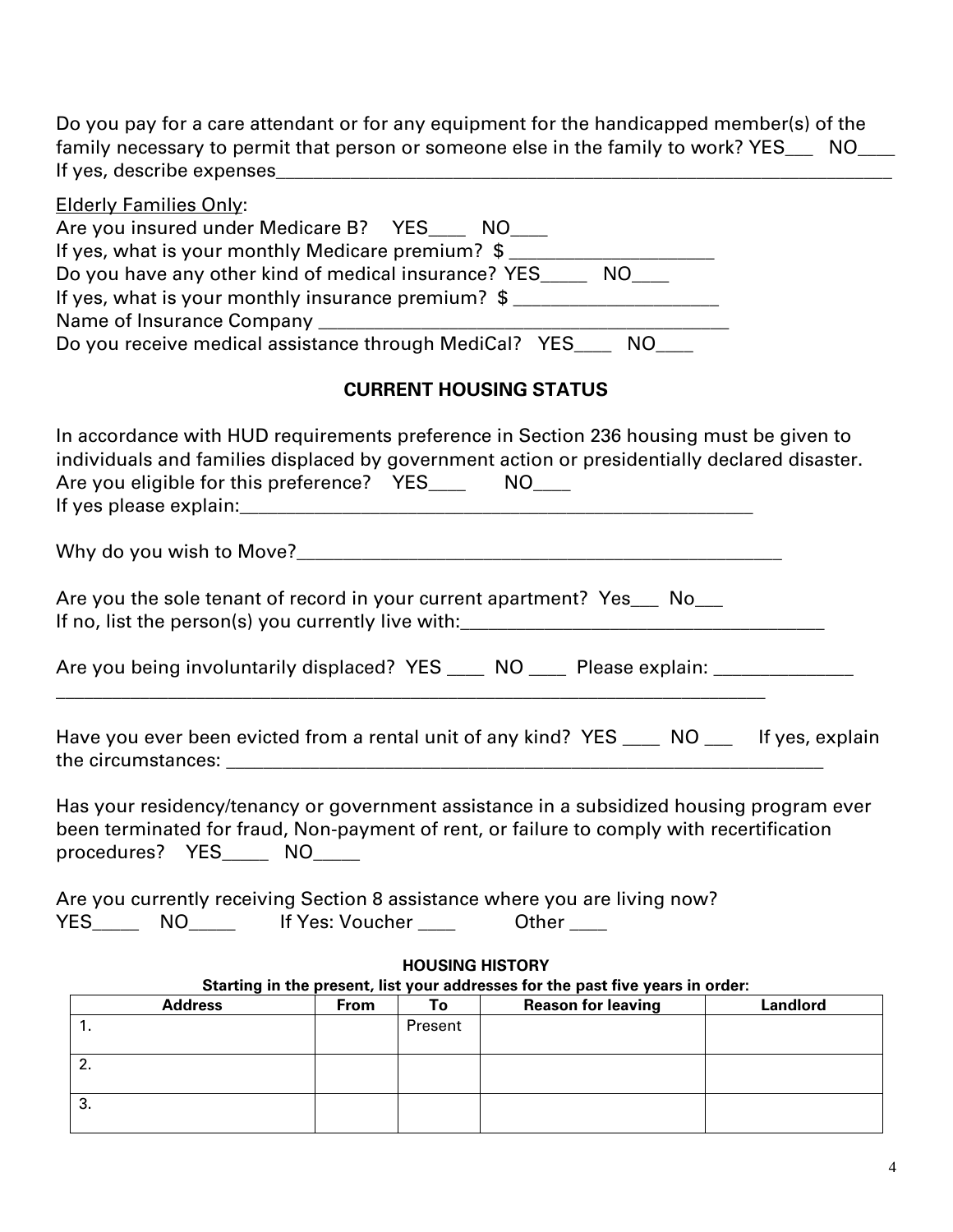Do you pay for a care attendant or for any equipment for the handicapped member(s) of the family necessary to permit that person or someone else in the family to work? YES___ NO___
If yes, describe expenses_______________________________________________________________

<u>Elderly Families Only</u>:
Are you insured under Medicare B? YES____ NO____
If yes, what is your monthly Medicare premium? $ ____________________
Do you have any other kind of medical insurance? YES_____ NO____
If yes, what is your monthly insurance premium? $ ____________________
Name of Insurance Company ________________________________________
Do you receive medical assistance through MediCal? YES____ NO____

## CURRENT HOUSING STATUS

In accordance with HUD requirements preference in Section 236 housing must be given to individuals and families displaced by government action or presidentially declared disaster.
Are you eligible for this preference? YES____ NO____
If yes please explain:_____________________________________________________

Why do you wish to Move?_________________________________________________

Are you the sole tenant of record in your current apartment? Yes___ No___
If no, list the person(s) you currently live with:___________________________________

Are you being involuntarily displaced? YES ____ NO ____ Please explain: _____________
_______________________________________________________________________

Have you ever been evicted from a rental unit of any kind? YES ____ NO ___ If yes, explain the circumstances: ______________________________________________________

Has your residency/tenancy or government assistance in a subsidized housing program ever been terminated for fraud, Non-payment of rent, or failure to comply with recertification procedures? YES_____ NO_____

Are you currently receiving Section 8 assistance where you are living now?
YES_____ NO_____ If Yes: Voucher ____ Other ____

**HOUSING HISTORY**

**Starting in the present, list your addresses for the past five years in order:**

| Address | From | To | Reason for leaving | Landlord |
|---|---|---|---|---|
| 1. | | Present | | |
| 2. | | | | |
| 3. | | | | |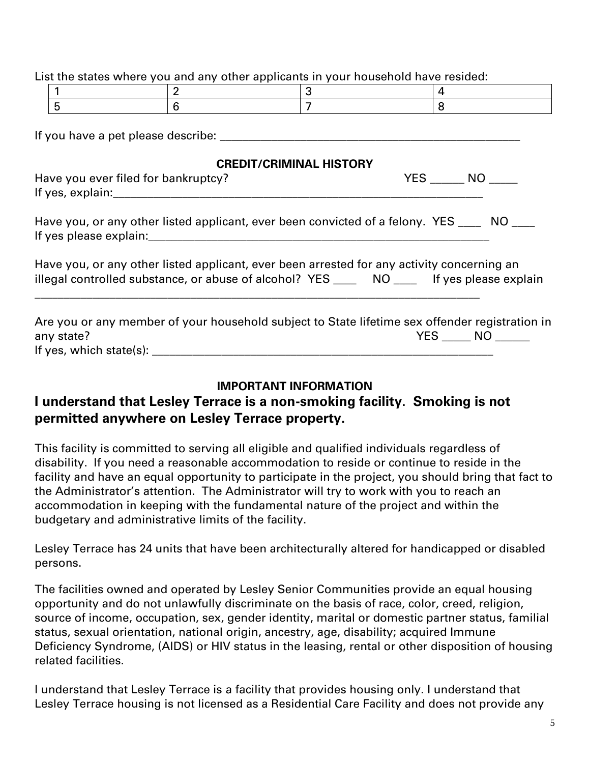List the states where you and any other applicants in your household have resided:

| 1 | 2 | 3 | 4 |
|---|---|---|---|
| 5 | 6 | 7 | 8 |

If you have a pet please describe: ___________________________________________________

## CREDIT/CRIMINAL HISTORY

Have you ever filed for bankruptcy? YES ______ NO _____
If yes, explain:_______________________________________________________________

Have you, or any other listed applicant, ever been convicted of a felony. YES ____ NO ____
If yes please explain:_________________________________________________________

Have you, or any other listed applicant, ever been arrested for any activity concerning an illegal controlled substance, or abuse of alcohol? YES ____ NO ____ If yes please explain
___________________________________________________________________________

Are you or any member of your household subject to State lifetime sex offender registration in any state? YES _____ NO ______
If yes, which state(s): _________________________________________________________

## IMPORTANT INFORMATION

**I understand that Lesley Terrace is a non-smoking facility. Smoking is not permitted anywhere on Lesley Terrace property.**

This facility is committed to serving all eligible and qualified individuals regardless of disability. If you need a reasonable accommodation to reside or continue to reside in the facility and have an equal opportunity to participate in the project, you should bring that fact to the Administrator's attention. The Administrator will try to work with you to reach an accommodation in keeping with the fundamental nature of the project and within the budgetary and administrative limits of the facility.

Lesley Terrace has 24 units that have been architecturally altered for handicapped or disabled persons.

The facilities owned and operated by Lesley Senior Communities provide an equal housing opportunity and do not unlawfully discriminate on the basis of race, color, creed, religion, source of income, occupation, sex, gender identity, marital or domestic partner status, familial status, sexual orientation, national origin, ancestry, age, disability; acquired Immune Deficiency Syndrome, (AIDS) or HIV status in the leasing, rental or other disposition of housing related facilities.

I understand that Lesley Terrace is a facility that provides housing only. I understand that Lesley Terrace housing is not licensed as a Residential Care Facility and does not provide any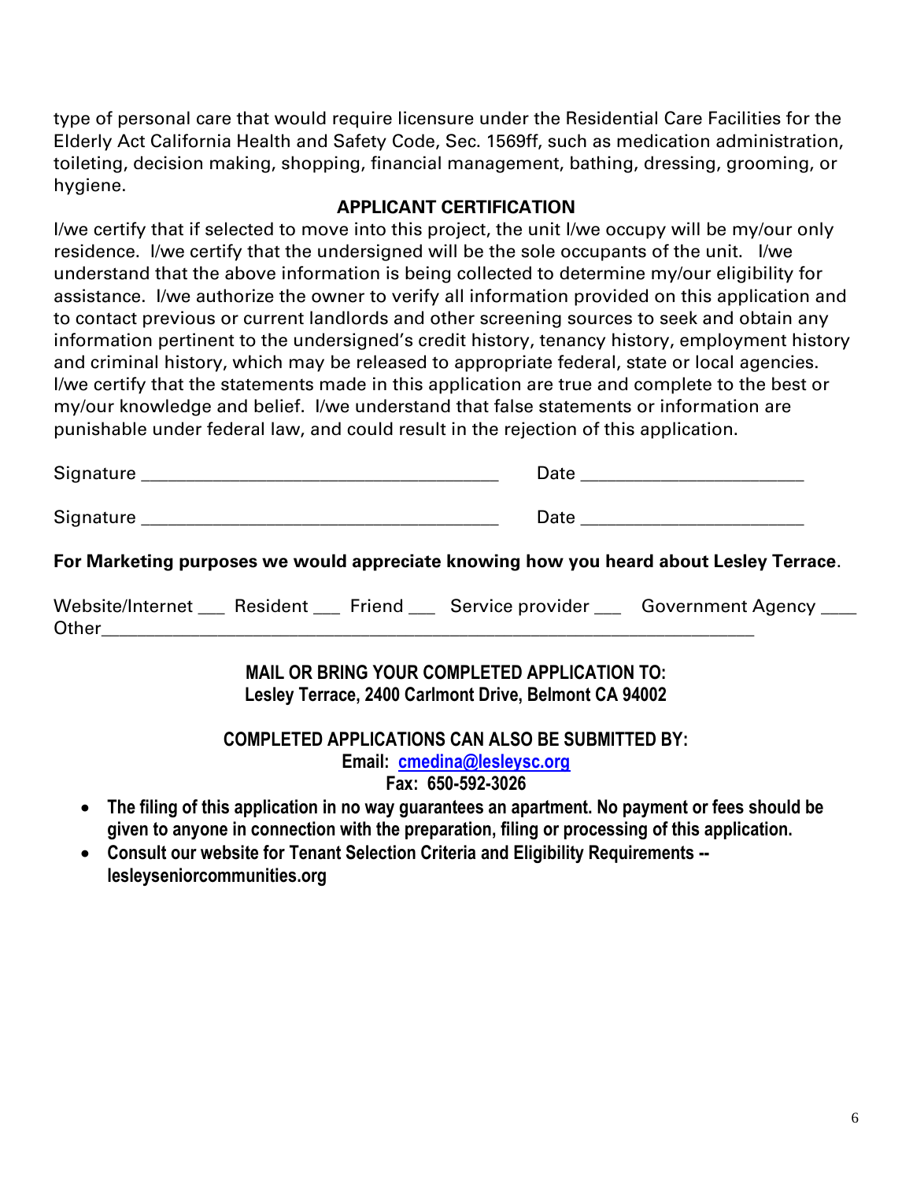type of personal care that would require licensure under the Residential Care Facilities for the Elderly Act California Health and Safety Code, Sec. 1569ff, such as medication administration, toileting, decision making, shopping, financial management, bathing, dressing, grooming, or hygiene.

## APPLICANT CERTIFICATION

I/we certify that if selected to move into this project, the unit I/we occupy will be my/our only residence. I/we certify that the undersigned will be the sole occupants of the unit. I/we understand that the above information is being collected to determine my/our eligibility for assistance. I/we authorize the owner to verify all information provided on this application and to contact previous or current landlords and other screening sources to seek and obtain any information pertinent to the undersigned's credit history, tenancy history, employment history and criminal history, which may be released to appropriate federal, state or local agencies. I/we certify that the statements made in this application are true and complete to the best or my/our knowledge and belief. I/we understand that false statements or information are punishable under federal law, and could result in the rejection of this application.

Signature ______________________________________ Date _______________________

Signature ______________________________________ Date _______________________

**For Marketing purposes we would appreciate knowing how you heard about Lesley Terrace**.

Website/Internet ___ Resident ___ Friend ___ Service provider ___ Government Agency ____
Other_____________________________________________________________________

**MAIL OR BRING YOUR COMPLETED APPLICATION TO:**
**Lesley Terrace, 2400 Carlmont Drive, Belmont CA 94002**

**COMPLETED APPLICATIONS CAN ALSO BE SUBMITTED BY:**
**Email: cmedina@lesleysc.org**
**Fax: 650-592-3026**

- **The filing of this application in no way guarantees an apartment. No payment or fees should be given to anyone in connection with the preparation, filing or processing of this application.**
- **Consult our website for Tenant Selection Criteria and Eligibility Requirements -- lesleyseniorcommunities.org**